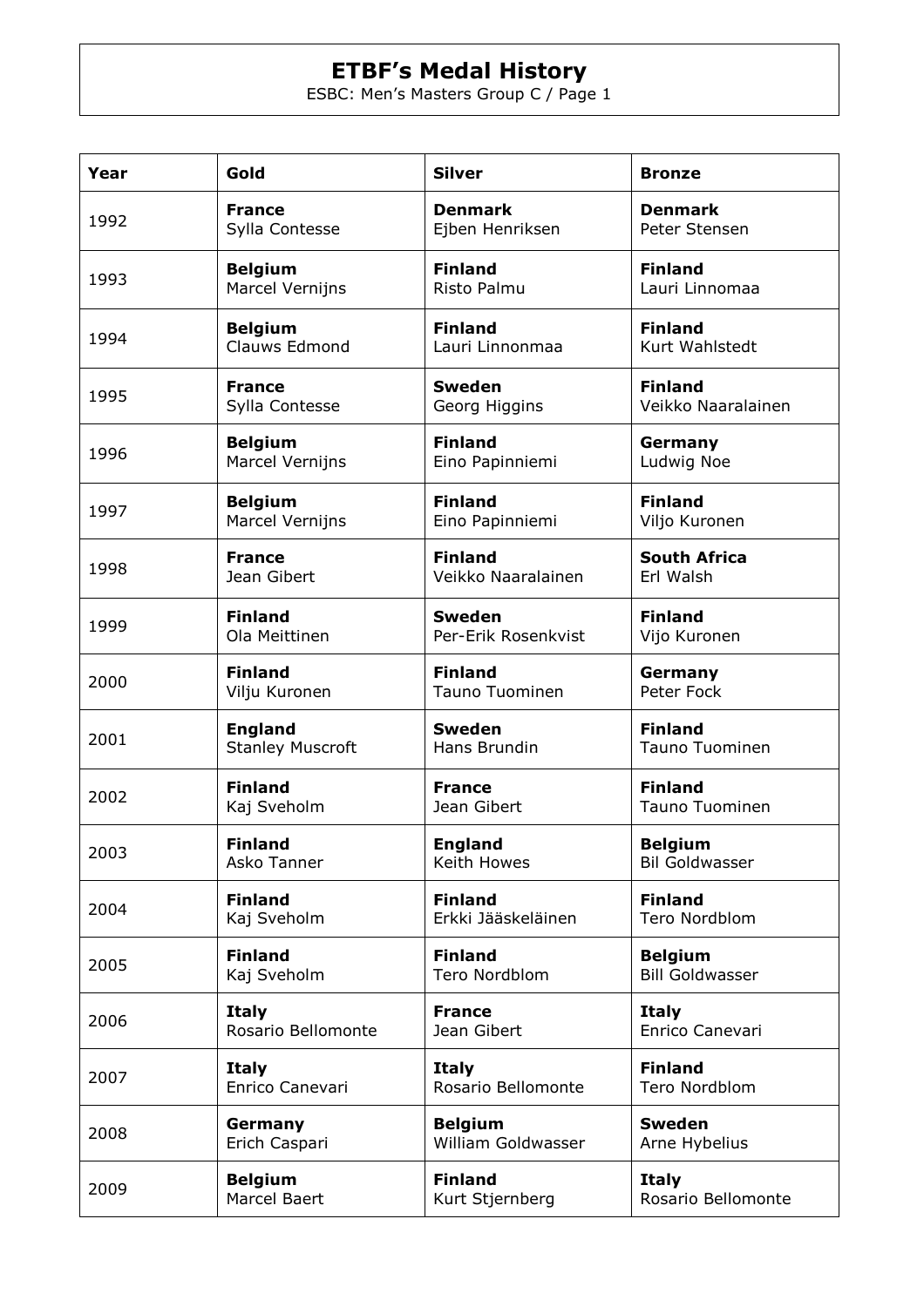# ETBF's Medal History

ESBC: Men's Masters Group C / Page 1

| Year | Gold | Silver | Bronze |
|---|---|---|---|
| 1992 | **France** Sylla Contesse | **Denmark** Ejben Henriksen | **Denmark** Peter Stensen |
| 1993 | **Belgium** Marcel Vernijns | **Finland** Risto Palmu | **Finland** Lauri Linnomaa |
| 1994 | **Belgium** Clauws Edmond | **Finland** Lauri Linnonmaa | **Finland** Kurt Wahlstedt |
| 1995 | **France** Sylla Contesse | **Sweden** Georg Higgins | **Finland** Veikko Naaralainen |
| 1996 | **Belgium** Marcel Vernijns | **Finland** Eino Papinniemi | **Germany** Ludwig Noe |
| 1997 | **Belgium** Marcel Vernijns | **Finland** Eino Papinniemi | **Finland** Viljo Kuronen |
| 1998 | **France** Jean Gibert | **Finland** Veikko Naaralainen | **South Africa** Erl Walsh |
| 1999 | **Finland** Ola Meittinen | **Sweden** Per-Erik Rosenkvist | **Finland** Vijo Kuronen |
| 2000 | **Finland** Vilju Kuronen | **Finland** Tauno Tuominen | **Germany** Peter Fock |
| 2001 | **England** Stanley Muscroft | **Sweden** Hans Brundin | **Finland** Tauno Tuominen |
| 2002 | **Finland** Kaj Sveholm | **France** Jean Gibert | **Finland** Tauno Tuominen |
| 2003 | **Finland** Asko Tanner | **England** Keith Howes | **Belgium** Bil Goldwasser |
| 2004 | **Finland** Kaj Sveholm | **Finland** Erkki Jääskeläinen | **Finland** Tero Nordblom |
| 2005 | **Finland** Kaj Sveholm | **Finland** Tero Nordblom | **Belgium** Bill Goldwasser |
| 2006 | **Italy** Rosario Bellomonte | **France** Jean Gibert | **Italy** Enrico Canevari |
| 2007 | **Italy** Enrico Canevari | **Italy** Rosario Bellomonte | **Finland** Tero Nordblom |
| 2008 | **Germany** Erich Caspari | **Belgium** William Goldwasser | **Sweden** Arne Hybelius |
| 2009 | **Belgium** Marcel Baert | **Finland** Kurt Stjernberg | **Italy** Rosario Bellomonte |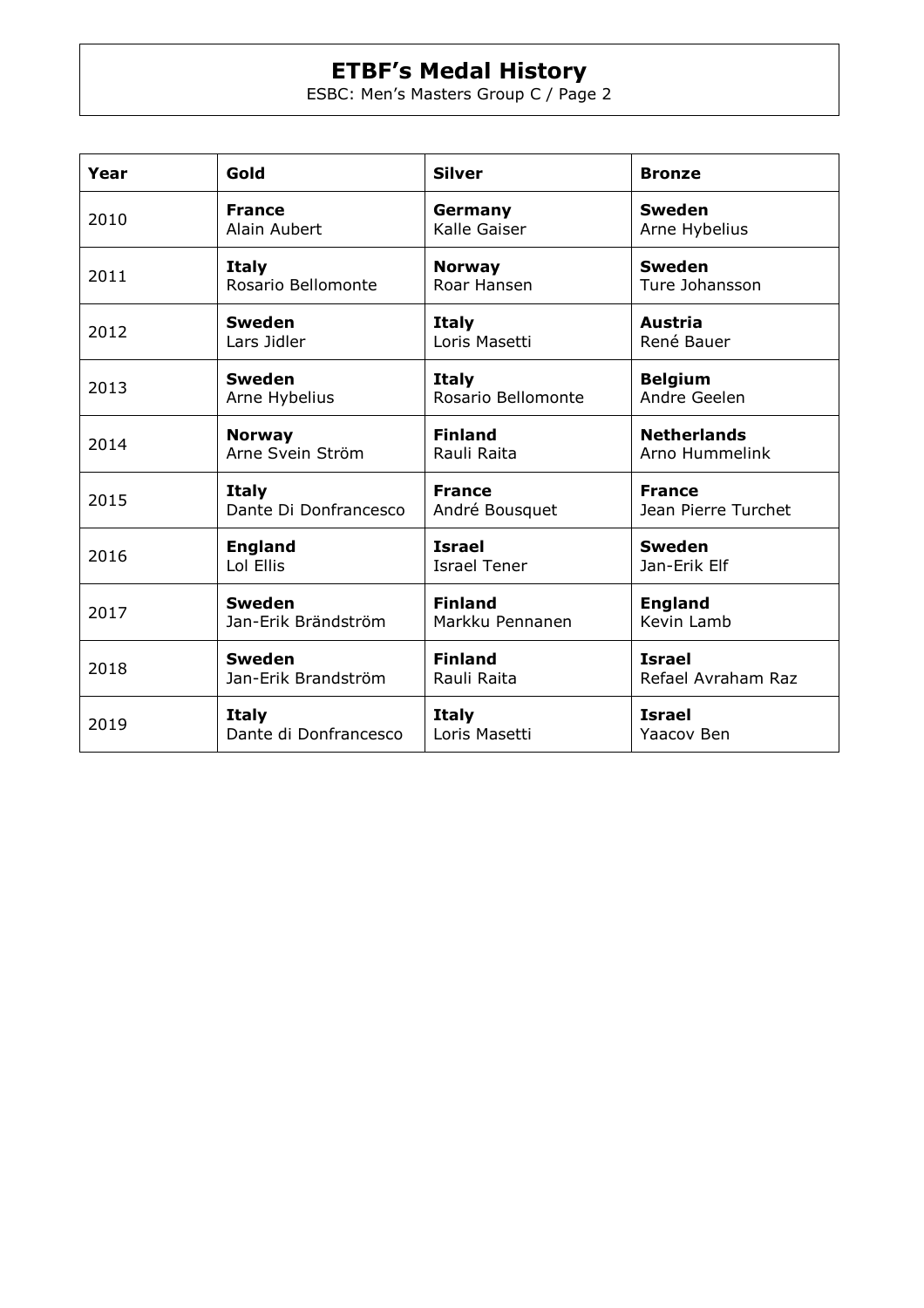# ETBF's Medal History

ESBC: Men's Masters Group C / Page 2

| Year | Gold | Silver | Bronze |
|---|---|---|---|
| 2010 | **France** Alain Aubert | **Germany** Kalle Gaiser | **Sweden** Arne Hybelius |
| 2011 | **Italy** Rosario Bellomonte | **Norway** Roar Hansen | **Sweden** Ture Johansson |
| 2012 | **Sweden** Lars Jidler | **Italy** Loris Masetti | **Austria** René Bauer |
| 2013 | **Sweden** Arne Hybelius | **Italy** Rosario Bellomonte | **Belgium** Andre Geelen |
| 2014 | **Norway** Arne Svein Ström | **Finland** Rauli Raita | **Netherlands** Arno Hummelink |
| 2015 | **Italy** Dante Di Donfrancesco | **France** André Bousquet | **France** Jean Pierre Turchet |
| 2016 | **England** Lol Ellis | **Israel** Israel Tener | **Sweden** Jan-Erik Elf |
| 2017 | **Sweden** Jan-Erik Brändström | **Finland** Markku Pennanen | **England** Kevin Lamb |
| 2018 | **Sweden** Jan-Erik Brandström | **Finland** Rauli Raita | **Israel** Refael Avraham Raz |
| 2019 | **Italy** Dante di Donfrancesco | **Italy** Loris Masetti | **Israel** Yaacov Ben |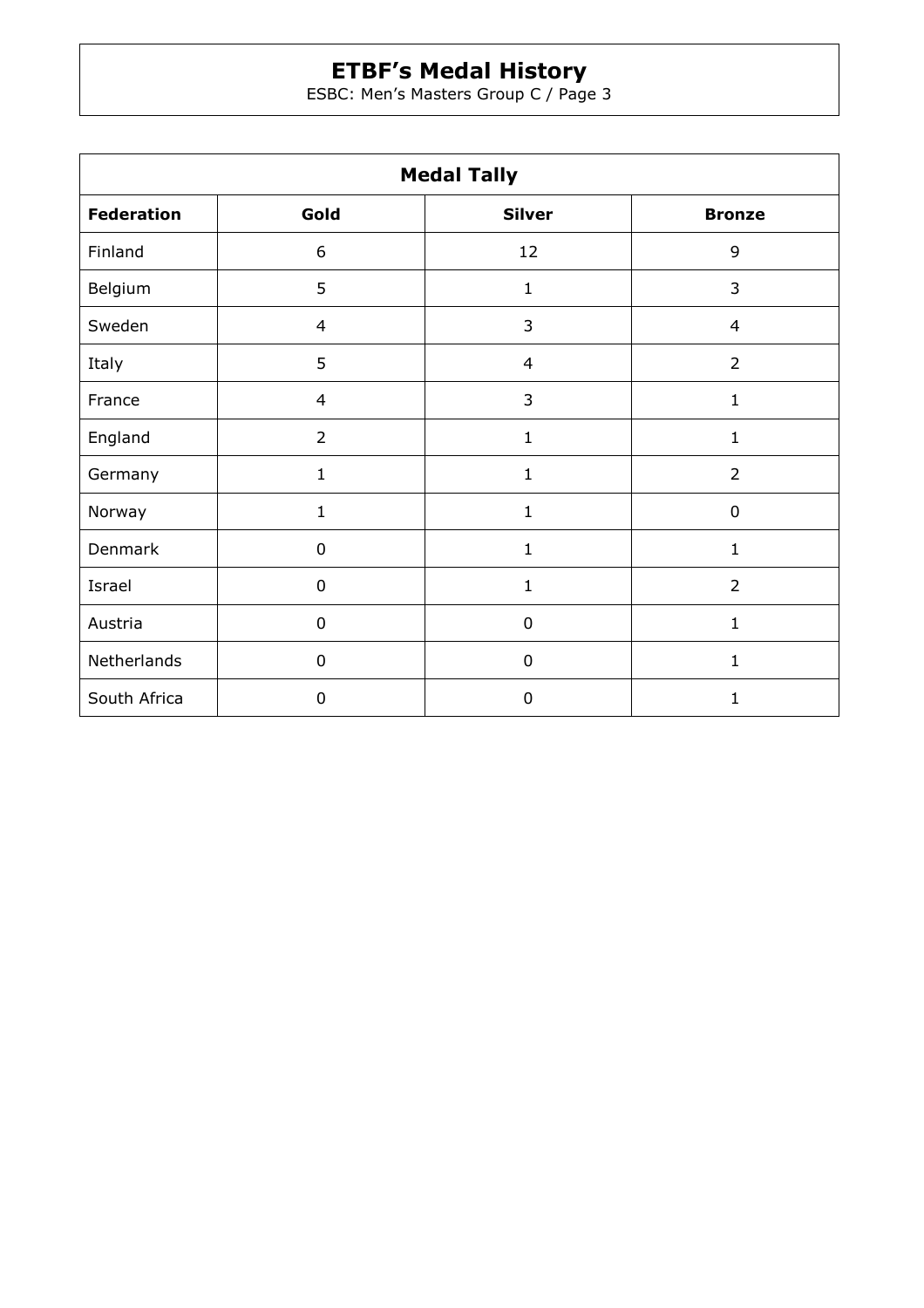# ETBF’s Medal History

ESBC: Men’s Masters Group C / Page 3

| Medal Tally | | | |
|---|---|---|---|
| **Federation** | **Gold** | **Silver** | **Bronze** |
| Finland | 6 | 12 | 9 |
| Belgium | 5 | 1 | 3 |
| Sweden | 4 | 3 | 4 |
| Italy | 5 | 4 | 2 |
| France | 4 | 3 | 1 |
| England | 2 | 1 | 1 |
| Germany | 1 | 1 | 2 |
| Norway | 1 | 1 | 0 |
| Denmark | 0 | 1 | 1 |
| Israel | 0 | 1 | 2 |
| Austria | 0 | 0 | 1 |
| Netherlands | 0 | 0 | 1 |
| South Africa | 0 | 0 | 1 |